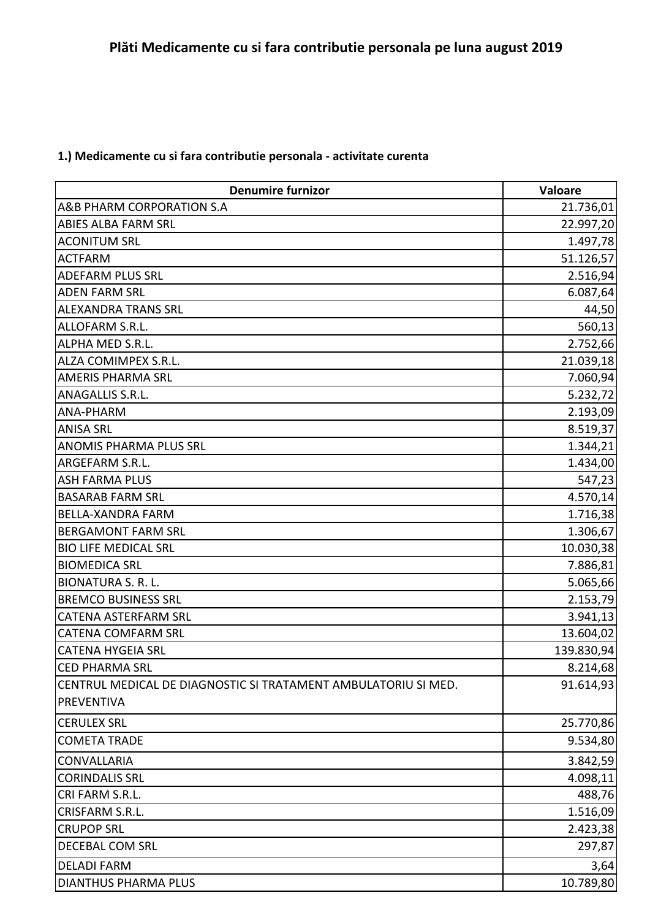# Plăti Medicamente cu si fara contributie personala pe luna august 2019

**1.) Medicamente cu si fara contributie personala - activitate curenta**

| Denumire furnizor | Valoare |
| --- | --- |
| A&B PHARM CORPORATION S.A | 21.736,01 |
| ABIES ALBA FARM SRL | 22.997,20 |
| ACONITUM SRL | 1.497,78 |
| ACTFARM | 51.126,57 |
| ADEFARM PLUS SRL | 2.516,94 |
| ADEN FARM SRL | 6.087,64 |
| ALEXANDRA TRANS SRL | 44,50 |
| ALLOFARM S.R.L. | 560,13 |
| ALPHA MED S.R.L. | 2.752,66 |
| ALZA COMIMPEX S.R.L. | 21.039,18 |
| AMERIS PHARMA SRL | 7.060,94 |
| ANAGALLIS S.R.L. | 5.232,72 |
| ANA-PHARM | 2.193,09 |
| ANISA SRL | 8.519,37 |
| ANOMIS PHARMA PLUS SRL | 1.344,21 |
| ARGEFARM S.R.L. | 1.434,00 |
| ASH FARMA PLUS | 547,23 |
| BASARAB FARM SRL | 4.570,14 |
| BELLA-XANDRA FARM | 1.716,38 |
| BERGAMONT FARM SRL | 1.306,67 |
| BIO LIFE MEDICAL SRL | 10.030,38 |
| BIOMEDICA SRL | 7.886,81 |
| BIONATURA S. R. L. | 5.065,66 |
| BREMCO BUSINESS SRL | 2.153,79 |
| CATENA ASTERFARM SRL | 3.941,13 |
| CATENA COMFARM SRL | 13.604,02 |
| CATENA HYGEIA SRL | 139.830,94 |
| CED PHARMA SRL | 8.214,68 |
| CENTRUL MEDICAL DE DIAGNOSTIC SI TRATAMENT AMBULATORIU SI MED. PREVENTIVA | 91.614,93 |
| CERULEX SRL | 25.770,86 |
| COMETA TRADE | 9.534,80 |
| CONVALLARIA | 3.842,59 |
| CORINDALIS SRL | 4.098,11 |
| CRI FARM S.R.L. | 488,76 |
| CRISFARM S.R.L. | 1.516,09 |
| CRUPOP SRL | 2.423,38 |
| DECEBAL COM SRL | 297,87 |
| DELADI FARM | 3,64 |
| DIANTHUS PHARMA PLUS | 10.789,80 |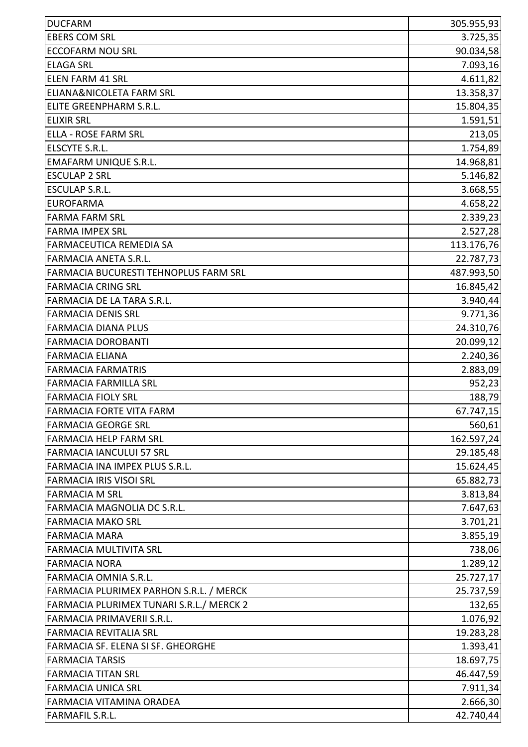| | |
|---|---|
| DUCFARM | 305.955,93 |
| EBERS COM SRL | 3.725,35 |
| ECCOFARM NOU SRL | 90.034,58 |
| ELAGA SRL | 7.093,16 |
| ELEN FARM 41 SRL | 4.611,82 |
| ELIANA&NICOLETA FARM SRL | 13.358,37 |
| ELITE GREENPHARM S.R.L. | 15.804,35 |
| ELIXIR SRL | 1.591,51 |
| ELLA - ROSE FARM SRL | 213,05 |
| ELSCYTE S.R.L. | 1.754,89 |
| EMAFARM UNIQUE S.R.L. | 14.968,81 |
| ESCULAP 2 SRL | 5.146,82 |
| ESCULAP S.R.L. | 3.668,55 |
| EUROFARMA | 4.658,22 |
| FARMA FARM SRL | 2.339,23 |
| FARMA IMPEX SRL | 2.527,28 |
| FARMACEUTICA REMEDIA SA | 113.176,76 |
| FARMACIA ANETA S.R.L. | 22.787,73 |
| FARMACIA BUCURESTI TEHNOPLUS FARM SRL | 487.993,50 |
| FARMACIA CRING SRL | 16.845,42 |
| FARMACIA DE LA TARA S.R.L. | 3.940,44 |
| FARMACIA DENIS SRL | 9.771,36 |
| FARMACIA DIANA PLUS | 24.310,76 |
| FARMACIA DOROBANTI | 20.099,12 |
| FARMACIA ELIANA | 2.240,36 |
| FARMACIA FARMATRIS | 2.883,09 |
| FARMACIA FARMILLA SRL | 952,23 |
| FARMACIA FIOLY SRL | 188,79 |
| FARMACIA FORTE VITA FARM | 67.747,15 |
| FARMACIA GEORGE SRL | 560,61 |
| FARMACIA HELP FARM SRL | 162.597,24 |
| FARMACIA IANCULUI 57 SRL | 29.185,48 |
| FARMACIA INA IMPEX PLUS S.R.L. | 15.624,45 |
| FARMACIA IRIS VISOI SRL | 65.882,73 |
| FARMACIA M SRL | 3.813,84 |
| FARMACIA MAGNOLIA DC S.R.L. | 7.647,63 |
| FARMACIA MAKO SRL | 3.701,21 |
| FARMACIA MARA | 3.855,19 |
| FARMACIA MULTIVITA SRL | 738,06 |
| FARMACIA NORA | 1.289,12 |
| FARMACIA OMNIA S.R.L. | 25.727,17 |
| FARMACIA PLURIMEX PARHON S.R.L. / MERCK | 25.737,59 |
| FARMACIA PLURIMEX TUNARI S.R.L./ MERCK 2 | 132,65 |
| FARMACIA PRIMAVERII S.R.L. | 1.076,92 |
| FARMACIA REVITALIA SRL | 19.283,28 |
| FARMACIA SF. ELENA SI SF. GHEORGHE | 1.393,41 |
| FARMACIA TARSIS | 18.697,75 |
| FARMACIA TITAN SRL | 46.447,59 |
| FARMACIA UNICA SRL | 7.911,34 |
| FARMACIA VITAMINA ORADEA | 2.666,30 |
| FARMAFIL S.R.L. | 42.740,44 |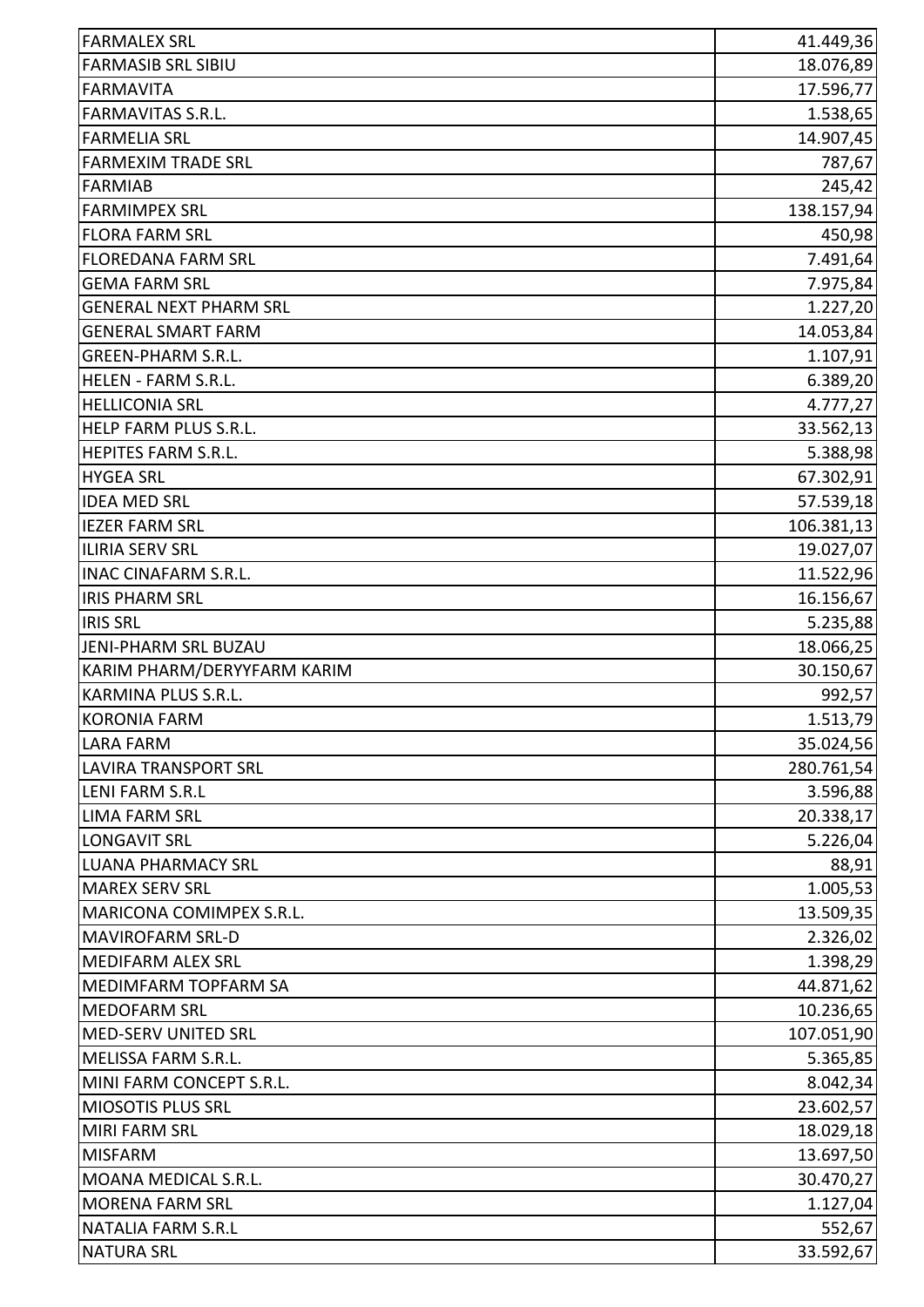| | |
|---|---|
| FARMALEX SRL | 41.449,36 |
| FARMASIB SRL SIBIU | 18.076,89 |
| FARMAVITA | 17.596,77 |
| FARMAVITAS S.R.L. | 1.538,65 |
| FARMELIA SRL | 14.907,45 |
| FARMEXIM TRADE SRL | 787,67 |
| FARMIAB | 245,42 |
| FARMIMPEX SRL | 138.157,94 |
| FLORA FARM SRL | 450,98 |
| FLOREDANA FARM SRL | 7.491,64 |
| GEMA FARM SRL | 7.975,84 |
| GENERAL NEXT PHARM SRL | 1.227,20 |
| GENERAL SMART FARM | 14.053,84 |
| GREEN-PHARM S.R.L. | 1.107,91 |
| HELEN - FARM S.R.L. | 6.389,20 |
| HELLICONIA SRL | 4.777,27 |
| HELP FARM PLUS S.R.L. | 33.562,13 |
| HEPITES FARM S.R.L. | 5.388,98 |
| HYGEA SRL | 67.302,91 |
| IDEA MED SRL | 57.539,18 |
| IEZER FARM SRL | 106.381,13 |
| ILIRIA SERV SRL | 19.027,07 |
| INAC CINAFARM S.R.L. | 11.522,96 |
| IRIS PHARM SRL | 16.156,67 |
| IRIS SRL | 5.235,88 |
| JENI-PHARM SRL BUZAU | 18.066,25 |
| KARIM PHARM/DERYYFARM KARIM | 30.150,67 |
| KARMINA PLUS S.R.L. | 992,57 |
| KORONIA FARM | 1.513,79 |
| LARA FARM | 35.024,56 |
| LAVIRA TRANSPORT SRL | 280.761,54 |
| LENI FARM S.R.L | 3.596,88 |
| LIMA FARM SRL | 20.338,17 |
| LONGAVIT SRL | 5.226,04 |
| LUANA PHARMACY SRL | 88,91 |
| MAREX SERV SRL | 1.005,53 |
| MARICONA COMIMPEX S.R.L. | 13.509,35 |
| MAVIROFARM SRL-D | 2.326,02 |
| MEDIFARM ALEX SRL | 1.398,29 |
| MEDIMFARM TOPFARM SA | 44.871,62 |
| MEDOFARM SRL | 10.236,65 |
| MED-SERV UNITED SRL | 107.051,90 |
| MELISSA FARM S.R.L. | 5.365,85 |
| MINI FARM CONCEPT S.R.L. | 8.042,34 |
| MIOSOTIS PLUS SRL | 23.602,57 |
| MIRI FARM SRL | 18.029,18 |
| MISFARM | 13.697,50 |
| MOANA MEDICAL S.R.L. | 30.470,27 |
| MORENA FARM SRL | 1.127,04 |
| NATALIA FARM S.R.L | 552,67 |
| NATURA SRL | 33.592,67 |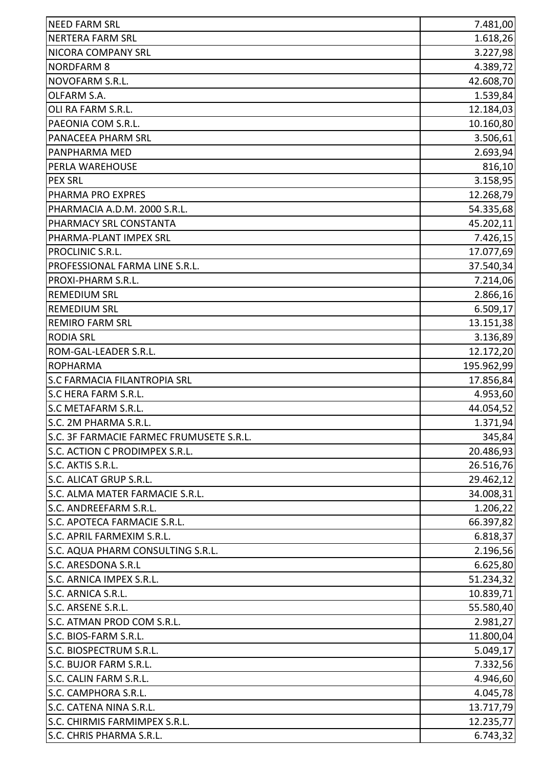| | |
|---|---|
| NEED FARM SRL | 7.481,00 |
| NERTERA FARM SRL | 1.618,26 |
| NICORA COMPANY SRL | 3.227,98 |
| NORDFARM 8 | 4.389,72 |
| NOVOFARM S.R.L. | 42.608,70 |
| OLFARM S.A. | 1.539,84 |
| OLI RA FARM S.R.L. | 12.184,03 |
| PAEONIA COM S.R.L. | 10.160,80 |
| PANACEEA PHARM SRL | 3.506,61 |
| PANPHARMA MED | 2.693,94 |
| PERLA WAREHOUSE | 816,10 |
| PEX SRL | 3.158,95 |
| PHARMA PRO EXPRES | 12.268,79 |
| PHARMACIA A.D.M. 2000 S.R.L. | 54.335,68 |
| PHARMACY SRL CONSTANTA | 45.202,11 |
| PHARMA-PLANT IMPEX SRL | 7.426,15 |
| PROCLINIC S.R.L. | 17.077,69 |
| PROFESSIONAL FARMA LINE S.R.L. | 37.540,34 |
| PROXI-PHARM S.R.L. | 7.214,06 |
| REMEDIUM SRL | 2.866,16 |
| REMEDIUM SRL | 6.509,17 |
| REMIRO FARM SRL | 13.151,38 |
| RODIA SRL | 3.136,89 |
| ROM-GAL-LEADER S.R.L. | 12.172,20 |
| ROPHARMA | 195.962,99 |
| S.C FARMACIA FILANTROPIA SRL | 17.856,84 |
| S.C HERA FARM S.R.L. | 4.953,60 |
| S.C METAFARM S.R.L. | 44.054,52 |
| S.C. 2M PHARMA S.R.L. | 1.371,94 |
| S.C. 3F FARMACIE FARMEC FRUMUSETE S.R.L. | 345,84 |
| S.C. ACTION C PRODIMPEX S.R.L. | 20.486,93 |
| S.C. AKTIS S.R.L. | 26.516,76 |
| S.C. ALICAT GRUP S.R.L. | 29.462,12 |
| S.C. ALMA MATER FARMACIE S.R.L. | 34.008,31 |
| S.C. ANDREEFARM S.R.L. | 1.206,22 |
| S.C. APOTECA FARMACIE S.R.L. | 66.397,82 |
| S.C. APRIL FARMEXIM S.R.L. | 6.818,37 |
| S.C. AQUA PHARM CONSULTING S.R.L. | 2.196,56 |
| S.C. ARESDONA S.R.L | 6.625,80 |
| S.C. ARNICA IMPEX S.R.L. | 51.234,32 |
| S.C. ARNICA S.R.L. | 10.839,71 |
| S.C. ARSENE S.R.L. | 55.580,40 |
| S.C. ATMAN PROD COM S.R.L. | 2.981,27 |
| S.C. BIOS-FARM S.R.L. | 11.800,04 |
| S.C. BIOSPECTRUM S.R.L. | 5.049,17 |
| S.C. BUJOR FARM S.R.L. | 7.332,56 |
| S.C. CALIN FARM S.R.L. | 4.946,60 |
| S.C. CAMPHORA S.R.L. | 4.045,78 |
| S.C. CATENA NINA S.R.L. | 13.717,79 |
| S.C. CHIRMIS FARMIMPEX S.R.L. | 12.235,77 |
| S.C. CHRIS PHARMA S.R.L. | 6.743,32 |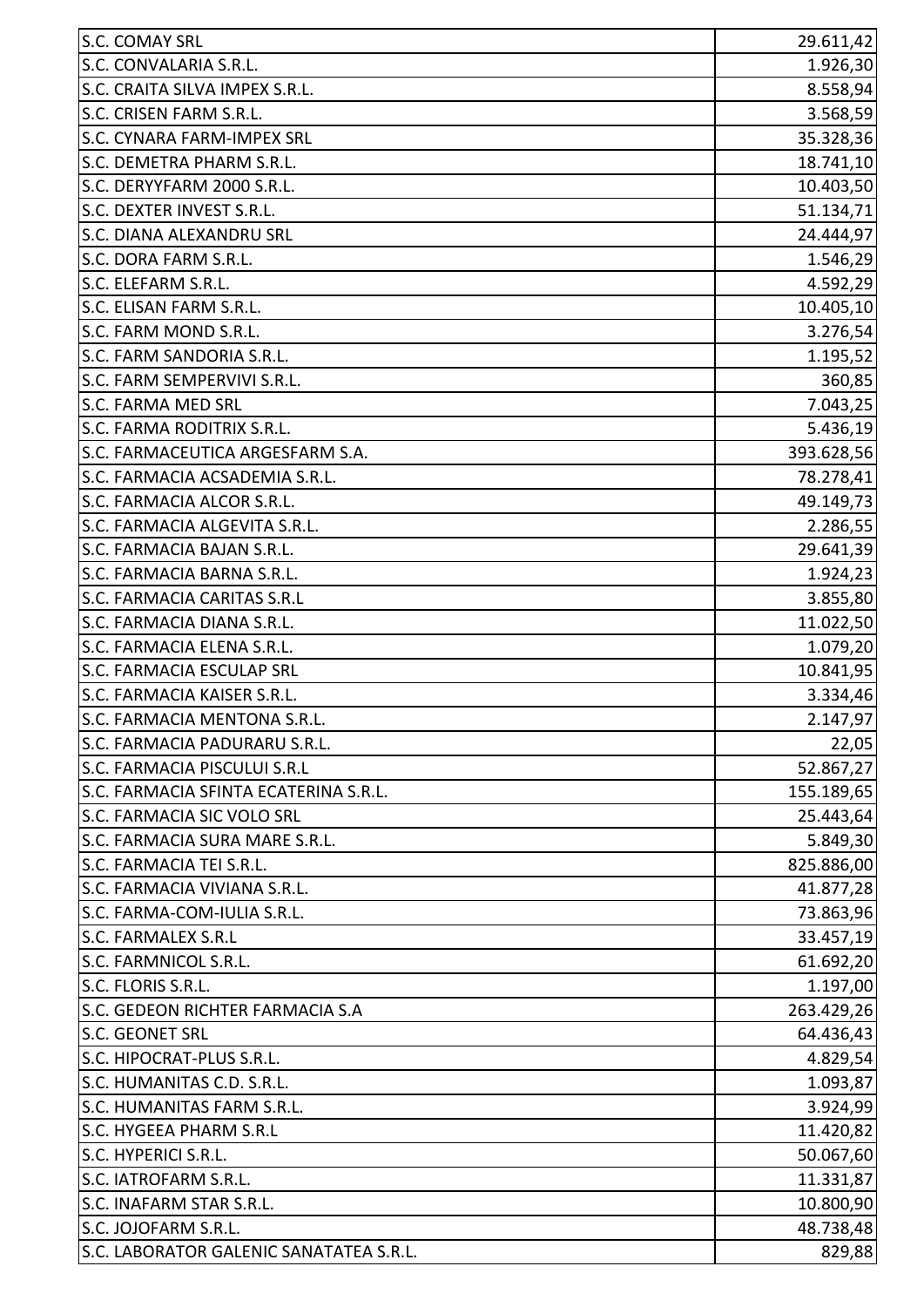| | |
|---|---|
| S.C. COMAY SRL | 29.611,42 |
| S.C. CONVALARIA S.R.L. | 1.926,30 |
| S.C. CRAITA SILVA IMPEX S.R.L. | 8.558,94 |
| S.C. CRISEN FARM S.R.L. | 3.568,59 |
| S.C. CYNARA FARM-IMPEX SRL | 35.328,36 |
| S.C. DEMETRA PHARM S.R.L. | 18.741,10 |
| S.C. DERYYFARM 2000 S.R.L. | 10.403,50 |
| S.C. DEXTER INVEST S.R.L. | 51.134,71 |
| S.C. DIANA ALEXANDRU SRL | 24.444,97 |
| S.C. DORA FARM S.R.L. | 1.546,29 |
| S.C. ELEFARM S.R.L. | 4.592,29 |
| S.C. ELISAN FARM S.R.L. | 10.405,10 |
| S.C. FARM MOND S.R.L. | 3.276,54 |
| S.C. FARM SANDORIA S.R.L. | 1.195,52 |
| S.C. FARM SEMPERVIVI S.R.L. | 360,85 |
| S.C. FARMA MED SRL | 7.043,25 |
| S.C. FARMA RODITRIX S.R.L. | 5.436,19 |
| S.C. FARMACEUTICA ARGESFARM S.A. | 393.628,56 |
| S.C. FARMACIA ACSADEMIA S.R.L. | 78.278,41 |
| S.C. FARMACIA ALCOR S.R.L. | 49.149,73 |
| S.C. FARMACIA ALGEVITA S.R.L. | 2.286,55 |
| S.C. FARMACIA BAJAN S.R.L. | 29.641,39 |
| S.C. FARMACIA BARNA S.R.L. | 1.924,23 |
| S.C. FARMACIA CARITAS S.R.L | 3.855,80 |
| S.C. FARMACIA DIANA S.R.L. | 11.022,50 |
| S.C. FARMACIA ELENA S.R.L. | 1.079,20 |
| S.C. FARMACIA ESCULAP SRL | 10.841,95 |
| S.C. FARMACIA KAISER S.R.L. | 3.334,46 |
| S.C. FARMACIA MENTONA S.R.L. | 2.147,97 |
| S.C. FARMACIA PADURARU S.R.L. | 22,05 |
| S.C. FARMACIA PISCULUI S.R.L | 52.867,27 |
| S.C. FARMACIA SFINTA ECATERINA S.R.L. | 155.189,65 |
| S.C. FARMACIA SIC VOLO SRL | 25.443,64 |
| S.C. FARMACIA SURA MARE S.R.L. | 5.849,30 |
| S.C. FARMACIA TEI S.R.L. | 825.886,00 |
| S.C. FARMACIA VIVIANA S.R.L. | 41.877,28 |
| S.C. FARMA-COM-IULIA S.R.L. | 73.863,96 |
| S.C. FARMALEX S.R.L | 33.457,19 |
| S.C. FARMNICOL S.R.L. | 61.692,20 |
| S.C. FLORIS S.R.L. | 1.197,00 |
| S.C. GEDEON RICHTER FARMACIA S.A | 263.429,26 |
| S.C. GEONET SRL | 64.436,43 |
| S.C. HIPOCRAT-PLUS S.R.L. | 4.829,54 |
| S.C. HUMANITAS C.D. S.R.L. | 1.093,87 |
| S.C. HUMANITAS FARM S.R.L. | 3.924,99 |
| S.C. HYGEEA PHARM S.R.L | 11.420,82 |
| S.C. HYPERICI S.R.L. | 50.067,60 |
| S.C. IATROFARM S.R.L. | 11.331,87 |
| S.C. INAFARM STAR S.R.L. | 10.800,90 |
| S.C. JOJOFARM S.R.L. | 48.738,48 |
| S.C. LABORATOR GALENIC SANATATEA S.R.L. | 829,88 |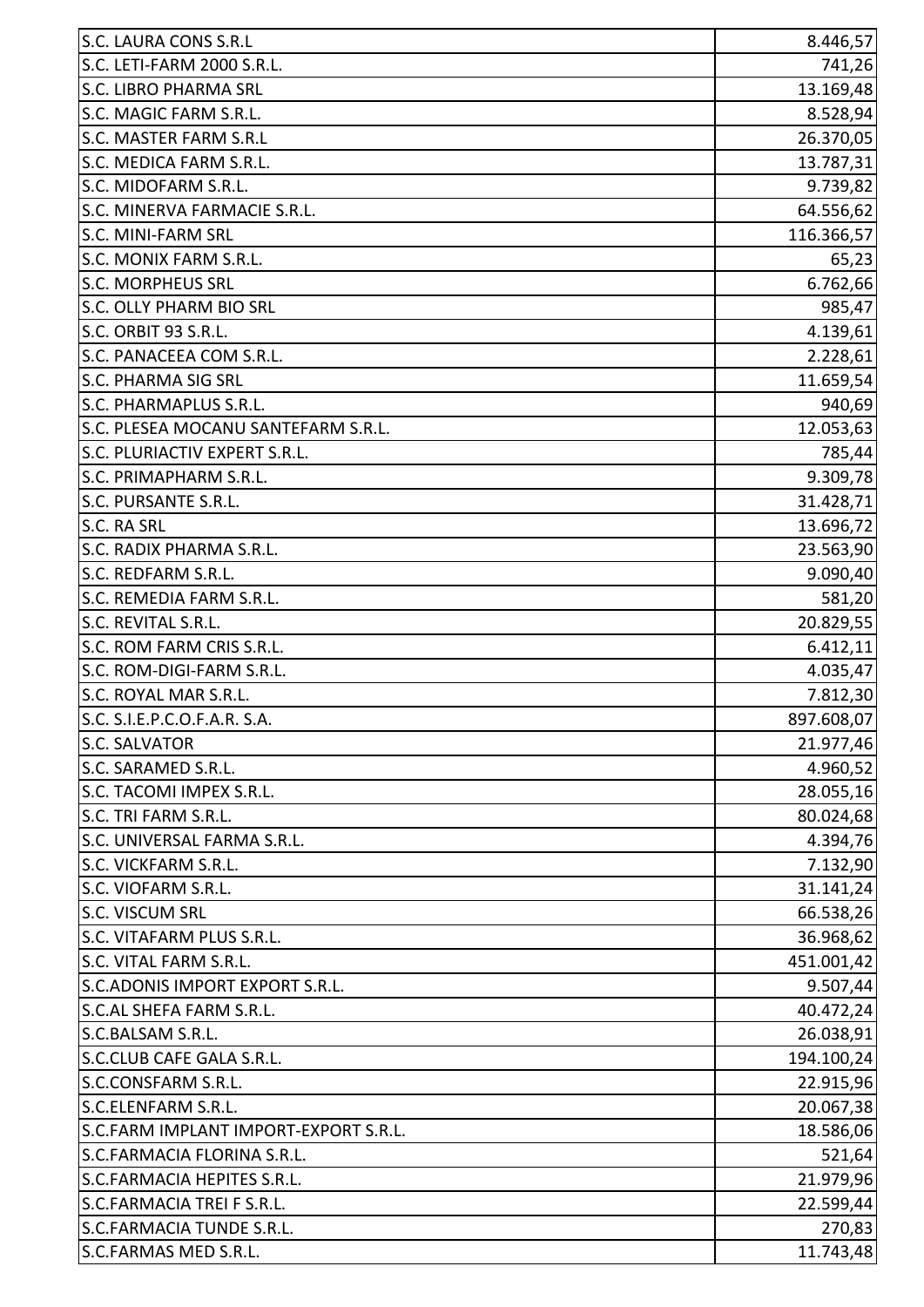| | |
|---|---|
| S.C. LAURA CONS S.R.L | 8.446,57 |
| S.C. LETI-FARM 2000 S.R.L. | 741,26 |
| S.C. LIBRO PHARMA SRL | 13.169,48 |
| S.C. MAGIC FARM S.R.L. | 8.528,94 |
| S.C. MASTER FARM S.R.L | 26.370,05 |
| S.C. MEDICA FARM S.R.L. | 13.787,31 |
| S.C. MIDOFARM S.R.L. | 9.739,82 |
| S.C. MINERVA FARMACIE S.R.L. | 64.556,62 |
| S.C. MINI-FARM SRL | 116.366,57 |
| S.C. MONIX FARM S.R.L. | 65,23 |
| S.C. MORPHEUS SRL | 6.762,66 |
| S.C. OLLY PHARM BIO SRL | 985,47 |
| S.C. ORBIT 93 S.R.L. | 4.139,61 |
| S.C. PANACEEA COM S.R.L. | 2.228,61 |
| S.C. PHARMA SIG SRL | 11.659,54 |
| S.C. PHARMAPLUS S.R.L. | 940,69 |
| S.C. PLESEA MOCANU SANTEFARM S.R.L. | 12.053,63 |
| S.C. PLURIACTIV EXPERT S.R.L. | 785,44 |
| S.C. PRIMAPHARM S.R.L. | 9.309,78 |
| S.C. PURSANTE S.R.L. | 31.428,71 |
| S.C. RA SRL | 13.696,72 |
| S.C. RADIX PHARMA S.R.L. | 23.563,90 |
| S.C. REDFARM S.R.L. | 9.090,40 |
| S.C. REMEDIA FARM S.R.L. | 581,20 |
| S.C. REVITAL S.R.L. | 20.829,55 |
| S.C. ROM FARM CRIS S.R.L. | 6.412,11 |
| S.C. ROM-DIGI-FARM S.R.L. | 4.035,47 |
| S.C. ROYAL MAR S.R.L. | 7.812,30 |
| S.C. S.I.E.P.C.O.F.A.R. S.A. | 897.608,07 |
| S.C. SALVATOR | 21.977,46 |
| S.C. SARAMED S.R.L. | 4.960,52 |
| S.C. TACOMI IMPEX S.R.L. | 28.055,16 |
| S.C. TRI FARM S.R.L. | 80.024,68 |
| S.C. UNIVERSAL FARMA S.R.L. | 4.394,76 |
| S.C. VICKFARM S.R.L. | 7.132,90 |
| S.C. VIOFARM S.R.L. | 31.141,24 |
| S.C. VISCUM SRL | 66.538,26 |
| S.C. VITAFARM PLUS S.R.L. | 36.968,62 |
| S.C. VITAL FARM S.R.L. | 451.001,42 |
| S.C.ADONIS IMPORT EXPORT S.R.L. | 9.507,44 |
| S.C.AL SHEFA FARM S.R.L. | 40.472,24 |
| S.C.BALSAM S.R.L. | 26.038,91 |
| S.C.CLUB CAFE GALA S.R.L. | 194.100,24 |
| S.C.CONSFARM S.R.L. | 22.915,96 |
| S.C.ELENFARM S.R.L. | 20.067,38 |
| S.C.FARM IMPLANT IMPORT-EXPORT S.R.L. | 18.586,06 |
| S.C.FARMACIA FLORINA S.R.L. | 521,64 |
| S.C.FARMACIA HEPITES S.R.L. | 21.979,96 |
| S.C.FARMACIA TREI F S.R.L. | 22.599,44 |
| S.C.FARMACIA TUNDE S.R.L. | 270,83 |
| S.C.FARMAS MED S.R.L. | 11.743,48 |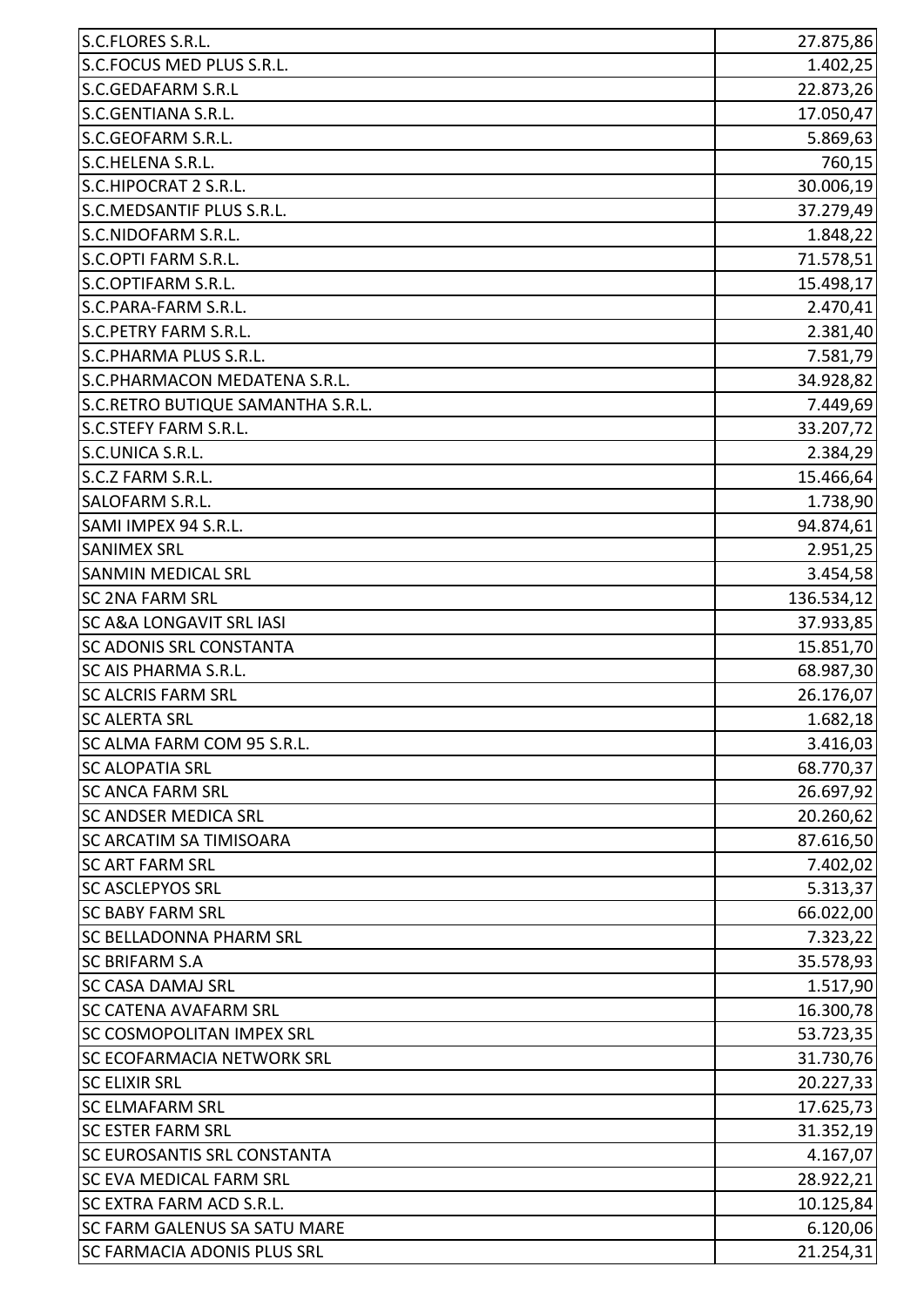| | |
|---|---|
| S.C.FLORES S.R.L. | 27.875,86 |
| S.C.FOCUS MED PLUS S.R.L. | 1.402,25 |
| S.C.GEDAFARM S.R.L | 22.873,26 |
| S.C.GENTIANA S.R.L. | 17.050,47 |
| S.C.GEOFARM S.R.L. | 5.869,63 |
| S.C.HELENA S.R.L. | 760,15 |
| S.C.HIPOCRAT 2 S.R.L. | 30.006,19 |
| S.C.MEDSANTIF PLUS S.R.L. | 37.279,49 |
| S.C.NIDOFARM S.R.L. | 1.848,22 |
| S.C.OPTI FARM S.R.L. | 71.578,51 |
| S.C.OPTIFARM S.R.L. | 15.498,17 |
| S.C.PARA-FARM S.R.L. | 2.470,41 |
| S.C.PETRY FARM S.R.L. | 2.381,40 |
| S.C.PHARMA PLUS S.R.L. | 7.581,79 |
| S.C.PHARMACON MEDATENA S.R.L. | 34.928,82 |
| S.C.RETRO BUTIQUE SAMANTHA S.R.L. | 7.449,69 |
| S.C.STEFY FARM S.R.L. | 33.207,72 |
| S.C.UNICA S.R.L. | 2.384,29 |
| S.C.Z FARM S.R.L. | 15.466,64 |
| SALOFARM S.R.L. | 1.738,90 |
| SAMI IMPEX 94 S.R.L. | 94.874,61 |
| SANIMEX SRL | 2.951,25 |
| SANMIN MEDICAL SRL | 3.454,58 |
| SC 2NA FARM SRL | 136.534,12 |
| SC A&A LONGAVIT SRL IASI | 37.933,85 |
| SC ADONIS SRL CONSTANTA | 15.851,70 |
| SC AIS PHARMA S.R.L. | 68.987,30 |
| SC ALCRIS FARM SRL | 26.176,07 |
| SC ALERTA SRL | 1.682,18 |
| SC ALMA FARM COM 95 S.R.L. | 3.416,03 |
| SC ALOPATIA SRL | 68.770,37 |
| SC ANCA FARM SRL | 26.697,92 |
| SC ANDSER MEDICA SRL | 20.260,62 |
| SC ARCATIM SA TIMISOARA | 87.616,50 |
| SC ART FARM SRL | 7.402,02 |
| SC ASCLEPYOS SRL | 5.313,37 |
| SC BABY FARM SRL | 66.022,00 |
| SC BELLADONNA PHARM SRL | 7.323,22 |
| SC BRIFARM S.A | 35.578,93 |
| SC CASA DAMAJ SRL | 1.517,90 |
| SC CATENA AVAFARM SRL | 16.300,78 |
| SC COSMOPOLITAN IMPEX SRL | 53.723,35 |
| SC ECOFARMACIA NETWORK SRL | 31.730,76 |
| SC ELIXIR SRL | 20.227,33 |
| SC ELMAFARM SRL | 17.625,73 |
| SC ESTER FARM SRL | 31.352,19 |
| SC EUROSANTIS SRL CONSTANTA | 4.167,07 |
| SC EVA MEDICAL FARM SRL | 28.922,21 |
| SC EXTRA FARM ACD S.R.L. | 10.125,84 |
| SC FARM GALENUS SA SATU MARE | 6.120,06 |
| SC FARMACIA ADONIS PLUS SRL | 21.254,31 |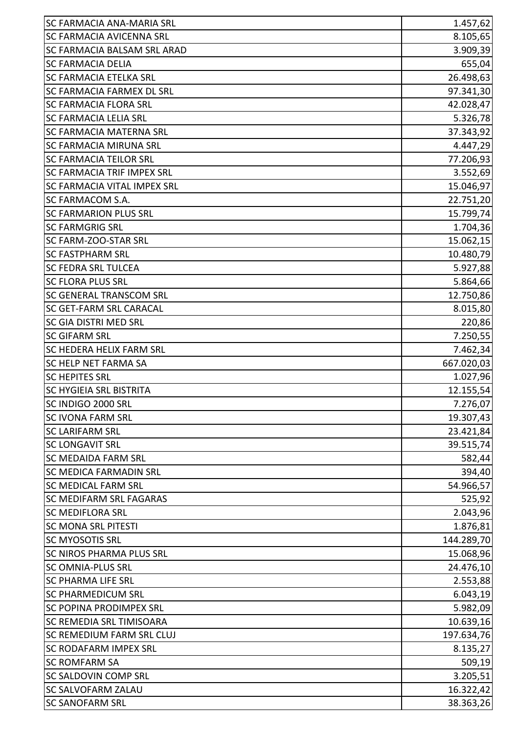| SC FARMACIA ANA-MARIA SRL | 1.457,62 |
|---|---|
| SC FARMACIA AVICENNA SRL | 8.105,65 |
| SC FARMACIA BALSAM SRL ARAD | 3.909,39 |
| SC FARMACIA DELIA | 655,04 |
| SC FARMACIA ETELKA SRL | 26.498,63 |
| SC FARMACIA FARMEX DL SRL | 97.341,30 |
| SC FARMACIA FLORA SRL | 42.028,47 |
| SC FARMACIA LELIA SRL | 5.326,78 |
| SC FARMACIA MATERNA SRL | 37.343,92 |
| SC FARMACIA MIRUNA SRL | 4.447,29 |
| SC FARMACIA TEILOR SRL | 77.206,93 |
| SC FARMACIA TRIF IMPEX SRL | 3.552,69 |
| SC FARMACIA VITAL IMPEX SRL | 15.046,97 |
| SC FARMACOM S.A. | 22.751,20 |
| SC FARMARION PLUS SRL | 15.799,74 |
| SC FARMGRIG SRL | 1.704,36 |
| SC FARM-ZOO-STAR SRL | 15.062,15 |
| SC FASTPHARM SRL | 10.480,79 |
| SC FEDRA SRL TULCEA | 5.927,88 |
| SC FLORA PLUS SRL | 5.864,66 |
| SC GENERAL TRANSCOM SRL | 12.750,86 |
| SC GET-FARM SRL CARACAL | 8.015,80 |
| SC GIA DISTRI MED SRL | 220,86 |
| SC GIFARM SRL | 7.250,55 |
| SC HEDERA HELIX FARM SRL | 7.462,34 |
| SC HELP NET FARMA SA | 667.020,03 |
| SC HEPITES SRL | 1.027,96 |
| SC HYGIEIA SRL BISTRITA | 12.155,54 |
| SC INDIGO 2000 SRL | 7.276,07 |
| SC IVONA FARM SRL | 19.307,43 |
| SC LARIFARM SRL | 23.421,84 |
| SC LONGAVIT SRL | 39.515,74 |
| SC MEDAIDA FARM SRL | 582,44 |
| SC MEDICA FARMADIN SRL | 394,40 |
| SC MEDICAL FARM SRL | 54.966,57 |
| SC MEDIFARM SRL FAGARAS | 525,92 |
| SC MEDIFLORA SRL | 2.043,96 |
| SC MONA SRL PITESTI | 1.876,81 |
| SC MYOSOTIS SRL | 144.289,70 |
| SC NIROS PHARMA PLUS SRL | 15.068,96 |
| SC OMNIA-PLUS SRL | 24.476,10 |
| SC PHARMA LIFE SRL | 2.553,88 |
| SC PHARMEDICUM SRL | 6.043,19 |
| SC POPINA PRODIMPEX SRL | 5.982,09 |
| SC REMEDIA SRL TIMISOARA | 10.639,16 |
| SC REMEDIUM FARM SRL CLUJ | 197.634,76 |
| SC RODAFARM IMPEX SRL | 8.135,27 |
| SC ROMFARM SA | 509,19 |
| SC SALDOVIN COMP SRL | 3.205,51 |
| SC SALVOFARM ZALAU | 16.322,42 |
| SC SANOFARM SRL | 38.363,26 |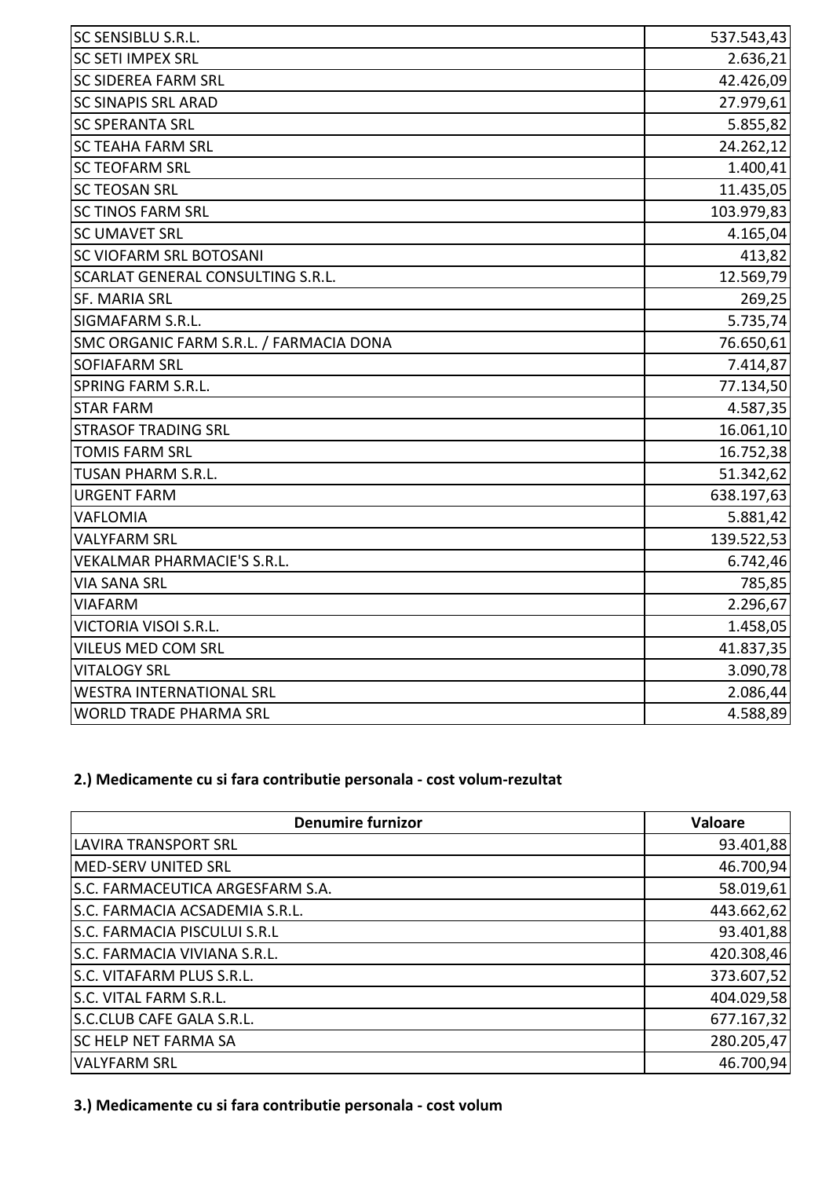| | |
|---|---|
| SC SENSIBLU S.R.L. | 537.543,43 |
| SC SETI IMPEX SRL | 2.636,21 |
| SC SIDEREA FARM SRL | 42.426,09 |
| SC SINAPIS SRL ARAD | 27.979,61 |
| SC SPERANTA SRL | 5.855,82 |
| SC TEAHA FARM SRL | 24.262,12 |
| SC TEOFARM SRL | 1.400,41 |
| SC TEOSAN SRL | 11.435,05 |
| SC TINOS FARM SRL | 103.979,83 |
| SC UMAVET SRL | 4.165,04 |
| SC VIOFARM SRL BOTOSANI | 413,82 |
| SCARLAT GENERAL CONSULTING S.R.L. | 12.569,79 |
| SF. MARIA SRL | 269,25 |
| SIGMAFARM S.R.L. | 5.735,74 |
| SMC ORGANIC FARM S.R.L. / FARMACIA DONA | 76.650,61 |
| SOFIAFARM SRL | 7.414,87 |
| SPRING FARM S.R.L. | 77.134,50 |
| STAR FARM | 4.587,35 |
| STRASOF TRADING SRL | 16.061,10 |
| TOMIS FARM SRL | 16.752,38 |
| TUSAN PHARM S.R.L. | 51.342,62 |
| URGENT FARM | 638.197,63 |
| VAFLOMIA | 5.881,42 |
| VALYFARM SRL | 139.522,53 |
| VEKALMAR PHARMACIE'S S.R.L. | 6.742,46 |
| VIA SANA SRL | 785,85 |
| VIAFARM | 2.296,67 |
| VICTORIA VISOI S.R.L. | 1.458,05 |
| VILEUS MED COM SRL | 41.837,35 |
| VITALOGY SRL | 3.090,78 |
| WESTRA INTERNATIONAL SRL | 2.086,44 |
| WORLD TRADE PHARMA SRL | 4.588,89 |

**2.) Medicamente cu si fara contributie personala - cost volum-rezultat**

| Denumire furnizor | Valoare |
|---|---|
| LAVIRA TRANSPORT SRL | 93.401,88 |
| MED-SERV UNITED SRL | 46.700,94 |
| S.C. FARMACEUTICA ARGESFARM S.A. | 58.019,61 |
| S.C. FARMACIA ACSADEMIA S.R.L. | 443.662,62 |
| S.C. FARMACIA PISCULUI S.R.L | 93.401,88 |
| S.C. FARMACIA VIVIANA S.R.L. | 420.308,46 |
| S.C. VITAFARM PLUS S.R.L. | 373.607,52 |
| S.C. VITAL FARM S.R.L. | 404.029,58 |
| S.C.CLUB CAFE GALA S.R.L. | 677.167,32 |
| SC HELP NET FARMA SA | 280.205,47 |
| VALYFARM SRL | 46.700,94 |

**3.) Medicamente cu si fara contributie personala - cost volum**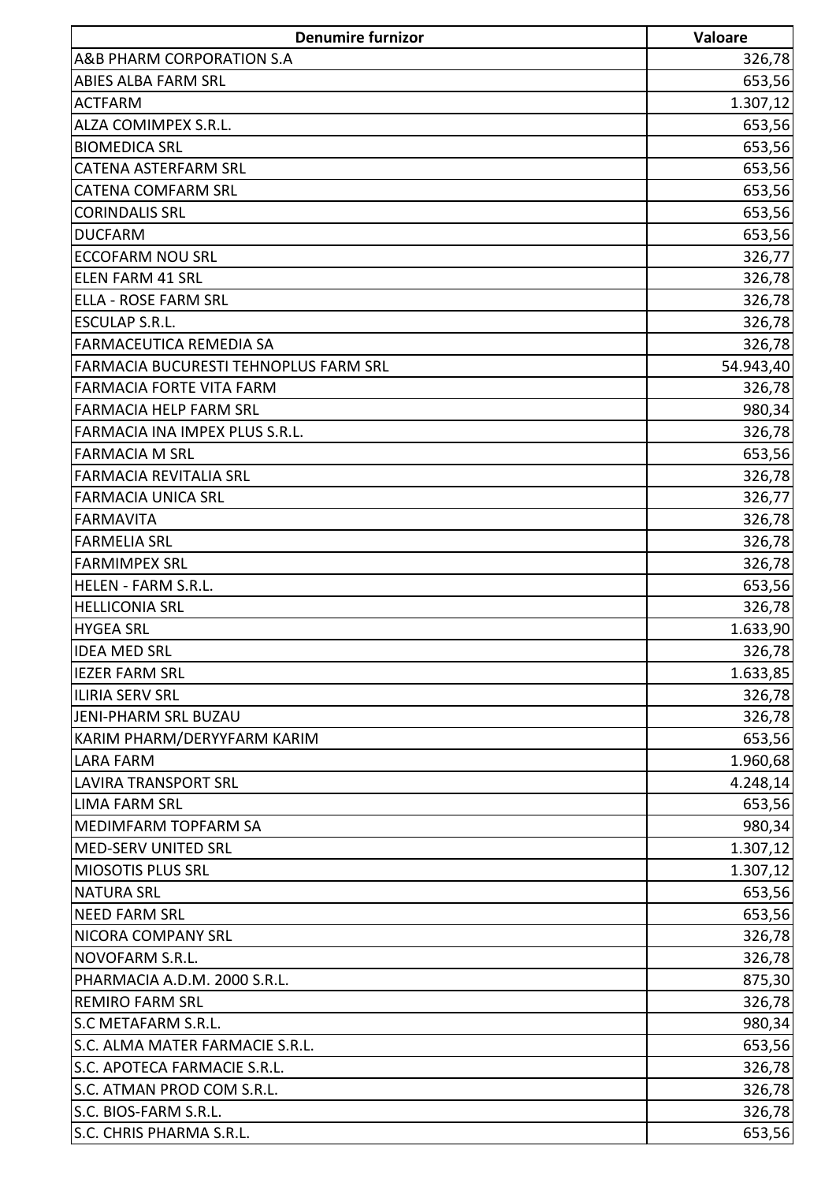| Denumire furnizor | Valoare |
|---|---:|
| A&B PHARM CORPORATION S.A | 326,78 |
| ABIES ALBA FARM SRL | 653,56 |
| ACTFARM | 1.307,12 |
| ALZA COMIMPEX S.R.L. | 653,56 |
| BIOMEDICA SRL | 653,56 |
| CATENA ASTERFARM SRL | 653,56 |
| CATENA COMFARM SRL | 653,56 |
| CORINDALIS SRL | 653,56 |
| DUCFARM | 653,56 |
| ECCOFARM NOU SRL | 326,77 |
| ELEN FARM 41 SRL | 326,78 |
| ELLA - ROSE FARM SRL | 326,78 |
| ESCULAP S.R.L. | 326,78 |
| FARMACEUTICA REMEDIA SA | 326,78 |
| FARMACIA BUCURESTI TEHNOPLUS FARM SRL | 54.943,40 |
| FARMACIA FORTE VITA FARM | 326,78 |
| FARMACIA HELP FARM SRL | 980,34 |
| FARMACIA INA IMPEX PLUS S.R.L. | 326,78 |
| FARMACIA M SRL | 653,56 |
| FARMACIA REVITALIA SRL | 326,78 |
| FARMACIA UNICA SRL | 326,77 |
| FARMAVITA | 326,78 |
| FARMELIA SRL | 326,78 |
| FARMIMPEX SRL | 326,78 |
| HELEN - FARM S.R.L. | 653,56 |
| HELLICONIA SRL | 326,78 |
| HYGEA SRL | 1.633,90 |
| IDEA MED SRL | 326,78 |
| IEZER FARM SRL | 1.633,85 |
| ILIRIA SERV SRL | 326,78 |
| JENI-PHARM SRL BUZAU | 326,78 |
| KARIM PHARM/DERYYFARM KARIM | 653,56 |
| LARA FARM | 1.960,68 |
| LAVIRA TRANSPORT SRL | 4.248,14 |
| LIMA FARM SRL | 653,56 |
| MEDIMFARM TOPFARM SA | 980,34 |
| MED-SERV UNITED SRL | 1.307,12 |
| MIOSOTIS PLUS SRL | 1.307,12 |
| NATURA SRL | 653,56 |
| NEED FARM SRL | 653,56 |
| NICORA COMPANY SRL | 326,78 |
| NOVOFARM S.R.L. | 326,78 |
| PHARMACIA A.D.M. 2000 S.R.L. | 875,30 |
| REMIRO FARM SRL | 326,78 |
| S.C METAFARM S.R.L. | 980,34 |
| S.C. ALMA MATER FARMACIE S.R.L. | 653,56 |
| S.C. APOTECA FARMACIE S.R.L. | 326,78 |
| S.C. ATMAN PROD COM S.R.L. | 326,78 |
| S.C. BIOS-FARM S.R.L. | 326,78 |
| S.C. CHRIS PHARMA S.R.L. | 653,56 |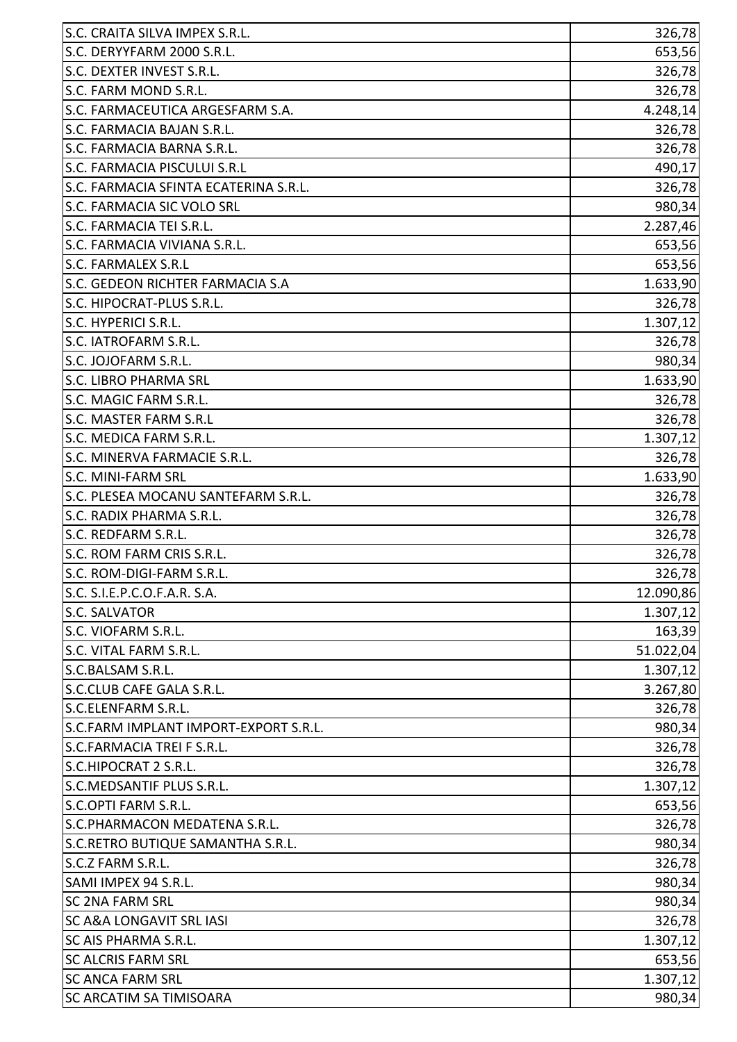| | |
|---|---|
| S.C. CRAITA SILVA IMPEX S.R.L. | 326,78 |
| S.C. DERYYFARM 2000 S.R.L. | 653,56 |
| S.C. DEXTER INVEST S.R.L. | 326,78 |
| S.C. FARM MOND S.R.L. | 326,78 |
| S.C. FARMACEUTICA ARGESFARM S.A. | 4.248,14 |
| S.C. FARMACIA BAJAN S.R.L. | 326,78 |
| S.C. FARMACIA BARNA S.R.L. | 326,78 |
| S.C. FARMACIA PISCULUI S.R.L | 490,17 |
| S.C. FARMACIA SFINTA ECATERINA S.R.L. | 326,78 |
| S.C. FARMACIA SIC VOLO SRL | 980,34 |
| S.C. FARMACIA TEI S.R.L. | 2.287,46 |
| S.C. FARMACIA VIVIANA S.R.L. | 653,56 |
| S.C. FARMALEX S.R.L | 653,56 |
| S.C. GEDEON RICHTER FARMACIA S.A | 1.633,90 |
| S.C. HIPOCRAT-PLUS S.R.L. | 326,78 |
| S.C. HYPERICI S.R.L. | 1.307,12 |
| S.C. IATROFARM S.R.L. | 326,78 |
| S.C. JOJOFARM S.R.L. | 980,34 |
| S.C. LIBRO PHARMA SRL | 1.633,90 |
| S.C. MAGIC FARM S.R.L. | 326,78 |
| S.C. MASTER FARM S.R.L | 326,78 |
| S.C. MEDICA FARM S.R.L. | 1.307,12 |
| S.C. MINERVA FARMACIE S.R.L. | 326,78 |
| S.C. MINI-FARM SRL | 1.633,90 |
| S.C. PLESEA MOCANU SANTEFARM S.R.L. | 326,78 |
| S.C. RADIX PHARMA S.R.L. | 326,78 |
| S.C. REDFARM S.R.L. | 326,78 |
| S.C. ROM FARM CRIS S.R.L. | 326,78 |
| S.C. ROM-DIGI-FARM S.R.L. | 326,78 |
| S.C. S.I.E.P.C.O.F.A.R. S.A. | 12.090,86 |
| S.C. SALVATOR | 1.307,12 |
| S.C. VIOFARM S.R.L. | 163,39 |
| S.C. VITAL FARM S.R.L. | 51.022,04 |
| S.C.BALSAM S.R.L. | 1.307,12 |
| S.C.CLUB CAFE GALA S.R.L. | 3.267,80 |
| S.C.ELENFARM S.R.L. | 326,78 |
| S.C.FARM IMPLANT IMPORT-EXPORT S.R.L. | 980,34 |
| S.C.FARMACIA TREI F S.R.L. | 326,78 |
| S.C.HIPOCRAT 2 S.R.L. | 326,78 |
| S.C.MEDSANTIF PLUS S.R.L. | 1.307,12 |
| S.C.OPTI FARM S.R.L. | 653,56 |
| S.C.PHARMACON MEDATENA S.R.L. | 326,78 |
| S.C.RETRO BUTIQUE SAMANTHA S.R.L. | 980,34 |
| S.C.Z FARM S.R.L. | 326,78 |
| SAMI IMPEX 94 S.R.L. | 980,34 |
| SC 2NA FARM SRL | 980,34 |
| SC A&A LONGAVIT SRL IASI | 326,78 |
| SC AIS PHARMA S.R.L. | 1.307,12 |
| SC ALCRIS FARM SRL | 653,56 |
| SC ANCA FARM SRL | 1.307,12 |
| SC ARCATIM SA TIMISOARA | 980,34 |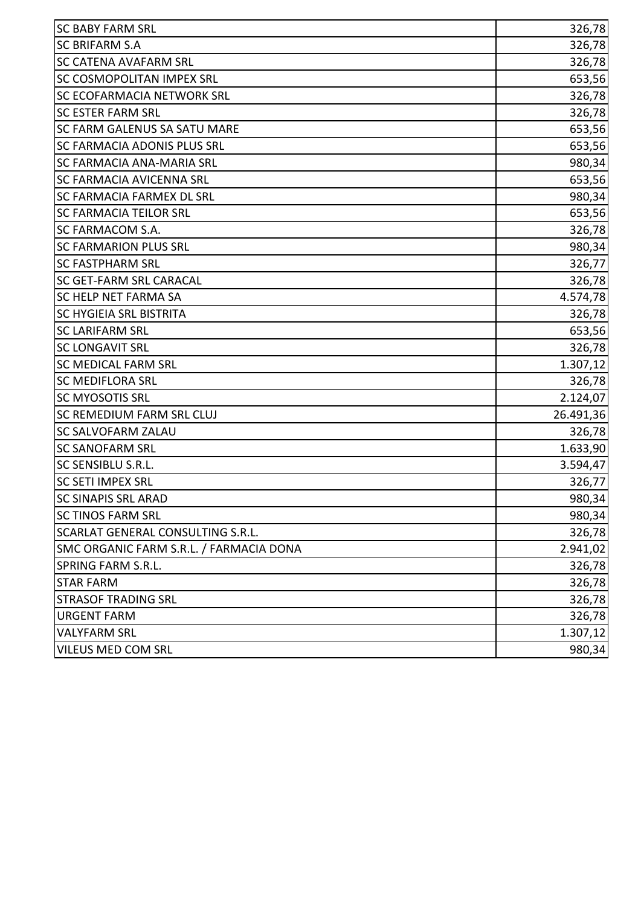| | |
|---|---|
| SC BABY FARM SRL | 326,78 |
| SC BRIFARM S.A | 326,78 |
| SC CATENA AVAFARM SRL | 326,78 |
| SC COSMOPOLITAN IMPEX SRL | 653,56 |
| SC ECOFARMACIA NETWORK SRL | 326,78 |
| SC ESTER FARM SRL | 326,78 |
| SC FARM GALENUS SA SATU MARE | 653,56 |
| SC FARMACIA ADONIS PLUS SRL | 653,56 |
| SC FARMACIA ANA-MARIA SRL | 980,34 |
| SC FARMACIA AVICENNA SRL | 653,56 |
| SC FARMACIA FARMEX DL SRL | 980,34 |
| SC FARMACIA TEILOR SRL | 653,56 |
| SC FARMACOM S.A. | 326,78 |
| SC FARMARION PLUS SRL | 980,34 |
| SC FASTPHARM SRL | 326,77 |
| SC GET-FARM SRL CARACAL | 326,78 |
| SC HELP NET FARMA SA | 4.574,78 |
| SC HYGIEIA SRL BISTRITA | 326,78 |
| SC LARIFARM SRL | 653,56 |
| SC LONGAVIT SRL | 326,78 |
| SC MEDICAL FARM SRL | 1.307,12 |
| SC MEDIFLORA SRL | 326,78 |
| SC MYOSOTIS SRL | 2.124,07 |
| SC REMEDIUM FARM SRL CLUJ | 26.491,36 |
| SC SALVOFARM ZALAU | 326,78 |
| SC SANOFARM SRL | 1.633,90 |
| SC SENSIBLU S.R.L. | 3.594,47 |
| SC SETI IMPEX SRL | 326,77 |
| SC SINAPIS SRL ARAD | 980,34 |
| SC TINOS FARM SRL | 980,34 |
| SCARLAT GENERAL CONSULTING S.R.L. | 326,78 |
| SMC ORGANIC FARM S.R.L. / FARMACIA DONA | 2.941,02 |
| SPRING FARM S.R.L. | 326,78 |
| STAR FARM | 326,78 |
| STRASOF TRADING SRL | 326,78 |
| URGENT FARM | 326,78 |
| VALYFARM SRL | 1.307,12 |
| VILEUS MED COM SRL | 980,34 |